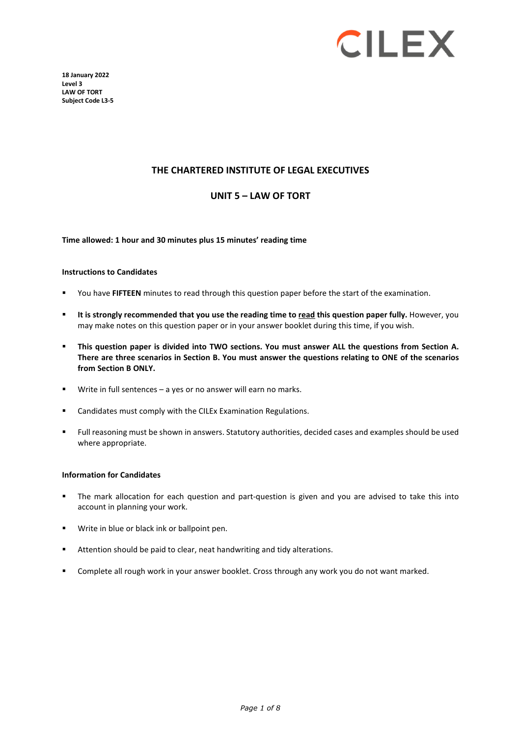CILEX

**18 January 2022**
**Level 3**
**LAW OF TORT**
**Subject Code L3-5**

## THE CHARTERED INSTITUTE OF LEGAL EXECUTIVES

## UNIT 5 – LAW OF TORT

**Time allowed: 1 hour and 30 minutes plus 15 minutes' reading time**

**Instructions to Candidates**

- You have **FIFTEEN** minutes to read through this question paper before the start of the examination.
- **It is strongly recommended that you use the reading time to read this question paper fully.** However, you may make notes on this question paper or in your answer booklet during this time, if you wish.
- **This question paper is divided into TWO sections. You must answer ALL the questions from Section A. There are three scenarios in Section B. You must answer the questions relating to ONE of the scenarios from Section B ONLY.**
- Write in full sentences – a yes or no answer will earn no marks.
- Candidates must comply with the CILEx Examination Regulations.
- Full reasoning must be shown in answers. Statutory authorities, decided cases and examples should be used where appropriate.

**Information for Candidates**

- The mark allocation for each question and part-question is given and you are advised to take this into account in planning your work.
- Write in blue or black ink or ballpoint pen.
- Attention should be paid to clear, neat handwriting and tidy alterations.
- Complete all rough work in your answer booklet. Cross through any work you do not want marked.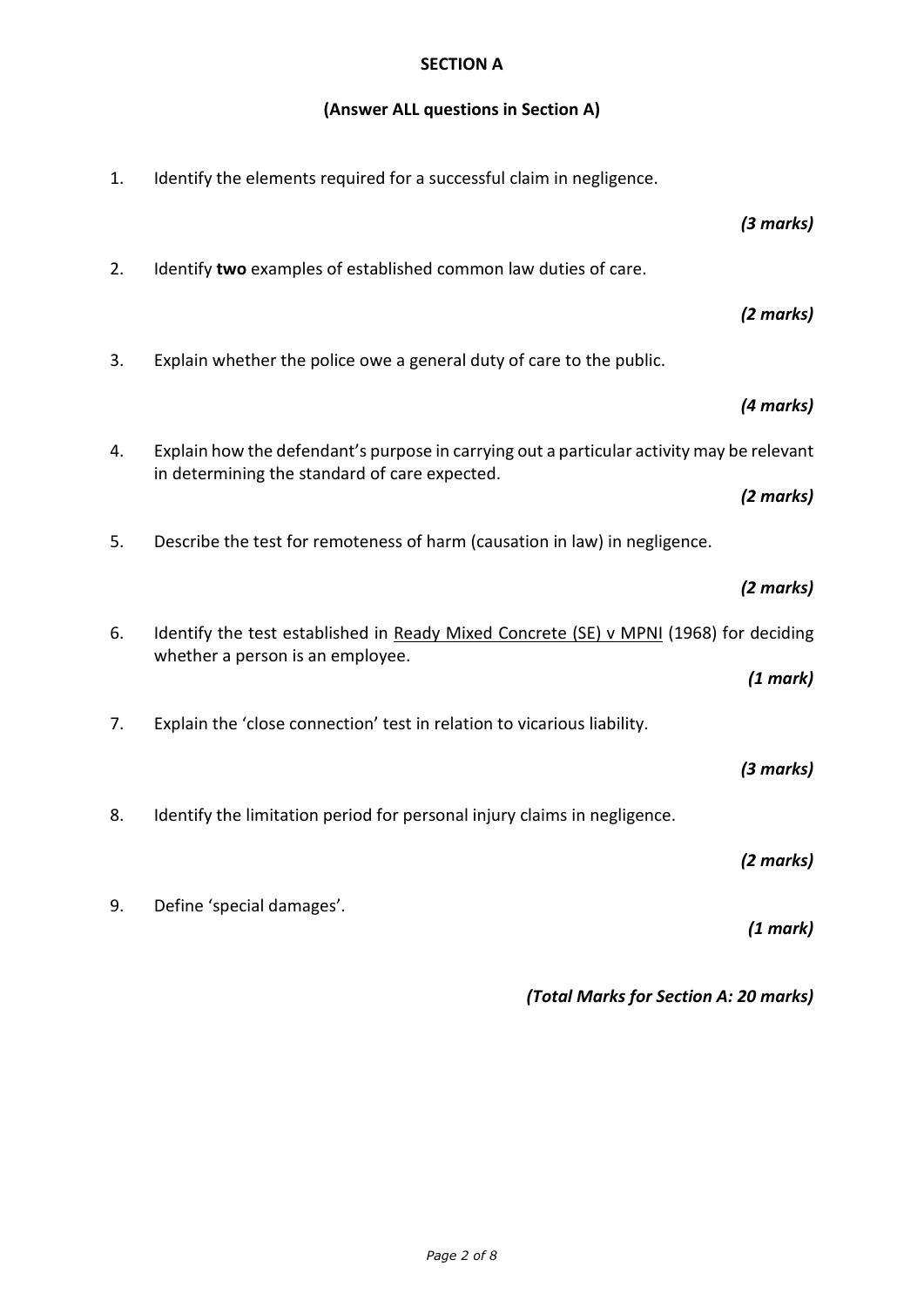## SECTION A

**(Answer ALL questions in Section A)**

1. Identify the elements required for a successful claim in negligence.

   ***(3 marks)***

2. Identify **two** examples of established common law duties of care.

   ***(2 marks)***

3. Explain whether the police owe a general duty of care to the public.

   ***(4 marks)***

4. Explain how the defendant's purpose in carrying out a particular activity may be relevant in determining the standard of care expected.

   ***(2 marks)***

5. Describe the test for remoteness of harm (causation in law) in negligence.

   ***(2 marks)***

6. Identify the test established in <u>Ready Mixed Concrete (SE) v MPNI</u> (1968) for deciding whether a person is an employee.

   ***(1 mark)***

7. Explain the 'close connection' test in relation to vicarious liability.

   ***(3 marks)***

8. Identify the limitation period for personal injury claims in negligence.

   ***(2 marks)***

9. Define 'special damages'.

   ***(1 mark)***

***(Total Marks for Section A: 20 marks)***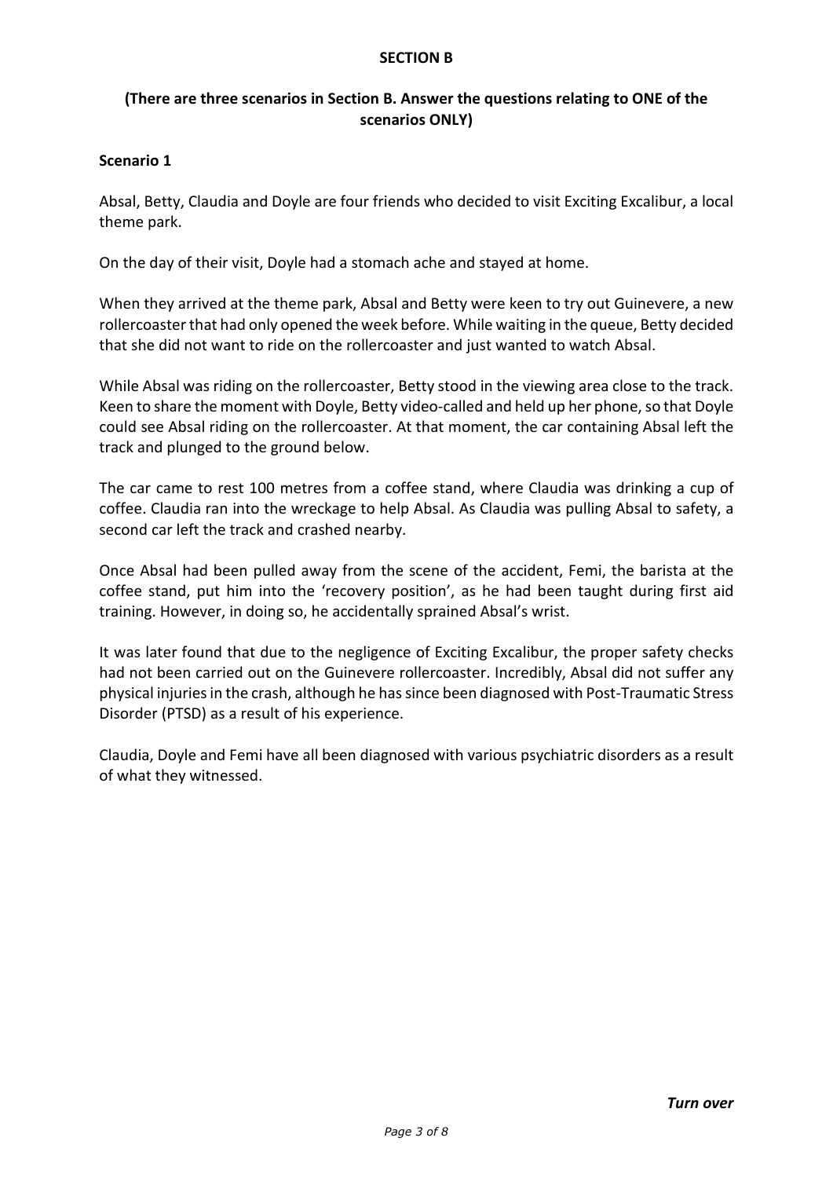## SECTION B

**(There are three scenarios in Section B. Answer the questions relating to ONE of the scenarios ONLY)**

### Scenario 1

Absal, Betty, Claudia and Doyle are four friends who decided to visit Exciting Excalibur, a local theme park.

On the day of their visit, Doyle had a stomach ache and stayed at home.

When they arrived at the theme park, Absal and Betty were keen to try out Guinevere, a new rollercoaster that had only opened the week before. While waiting in the queue, Betty decided that she did not want to ride on the rollercoaster and just wanted to watch Absal.

While Absal was riding on the rollercoaster, Betty stood in the viewing area close to the track. Keen to share the moment with Doyle, Betty video-called and held up her phone, so that Doyle could see Absal riding on the rollercoaster. At that moment, the car containing Absal left the track and plunged to the ground below.

The car came to rest 100 metres from a coffee stand, where Claudia was drinking a cup of coffee. Claudia ran into the wreckage to help Absal. As Claudia was pulling Absal to safety, a second car left the track and crashed nearby.

Once Absal had been pulled away from the scene of the accident, Femi, the barista at the coffee stand, put him into the 'recovery position', as he had been taught during first aid training. However, in doing so, he accidentally sprained Absal's wrist.

It was later found that due to the negligence of Exciting Excalibur, the proper safety checks had not been carried out on the Guinevere rollercoaster. Incredibly, Absal did not suffer any physical injuries in the crash, although he has since been diagnosed with Post-Traumatic Stress Disorder (PTSD) as a result of his experience.

Claudia, Doyle and Femi have all been diagnosed with various psychiatric disorders as a result of what they witnessed.

***Turn over***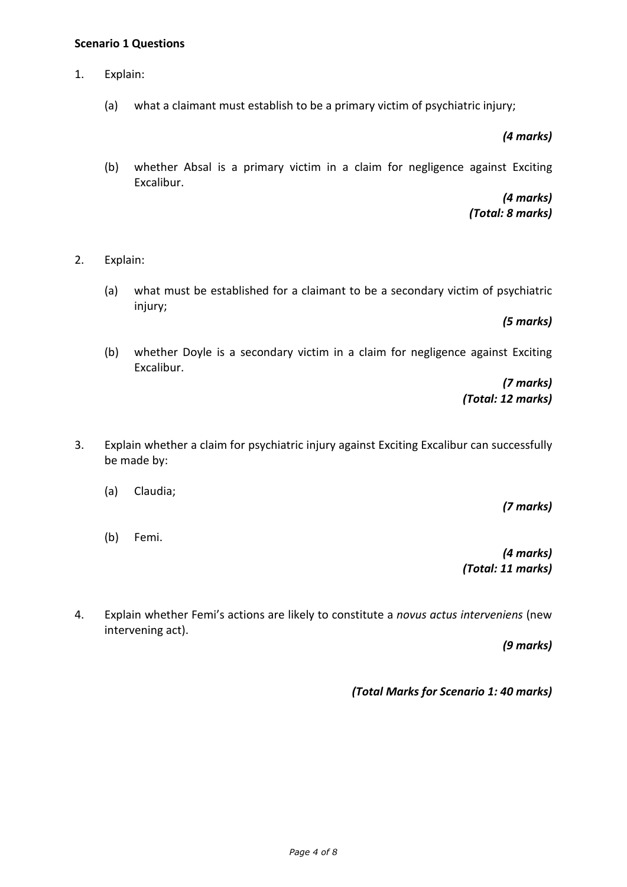**Scenario 1 Questions**

1. Explain:

   (a) what a claimant must establish to be a primary victim of psychiatric injury;

   ***(4 marks)***

   (b) whether Absal is a primary victim in a claim for negligence against Exciting Excalibur.

   ***(4 marks)***
   ***(Total: 8 marks)***

2. Explain:

   (a) what must be established for a claimant to be a secondary victim of psychiatric injury;

   ***(5 marks)***

   (b) whether Doyle is a secondary victim in a claim for negligence against Exciting Excalibur.

   ***(7 marks)***
   ***(Total: 12 marks)***

3. Explain whether a claim for psychiatric injury against Exciting Excalibur can successfully be made by:

   (a) Claudia;

   ***(7 marks)***

   (b) Femi.

   ***(4 marks)***
   ***(Total: 11 marks)***

4. Explain whether Femi's actions are likely to constitute a *novus actus interveniens* (new intervening act).

   ***(9 marks)***

***(Total Marks for Scenario 1: 40 marks)***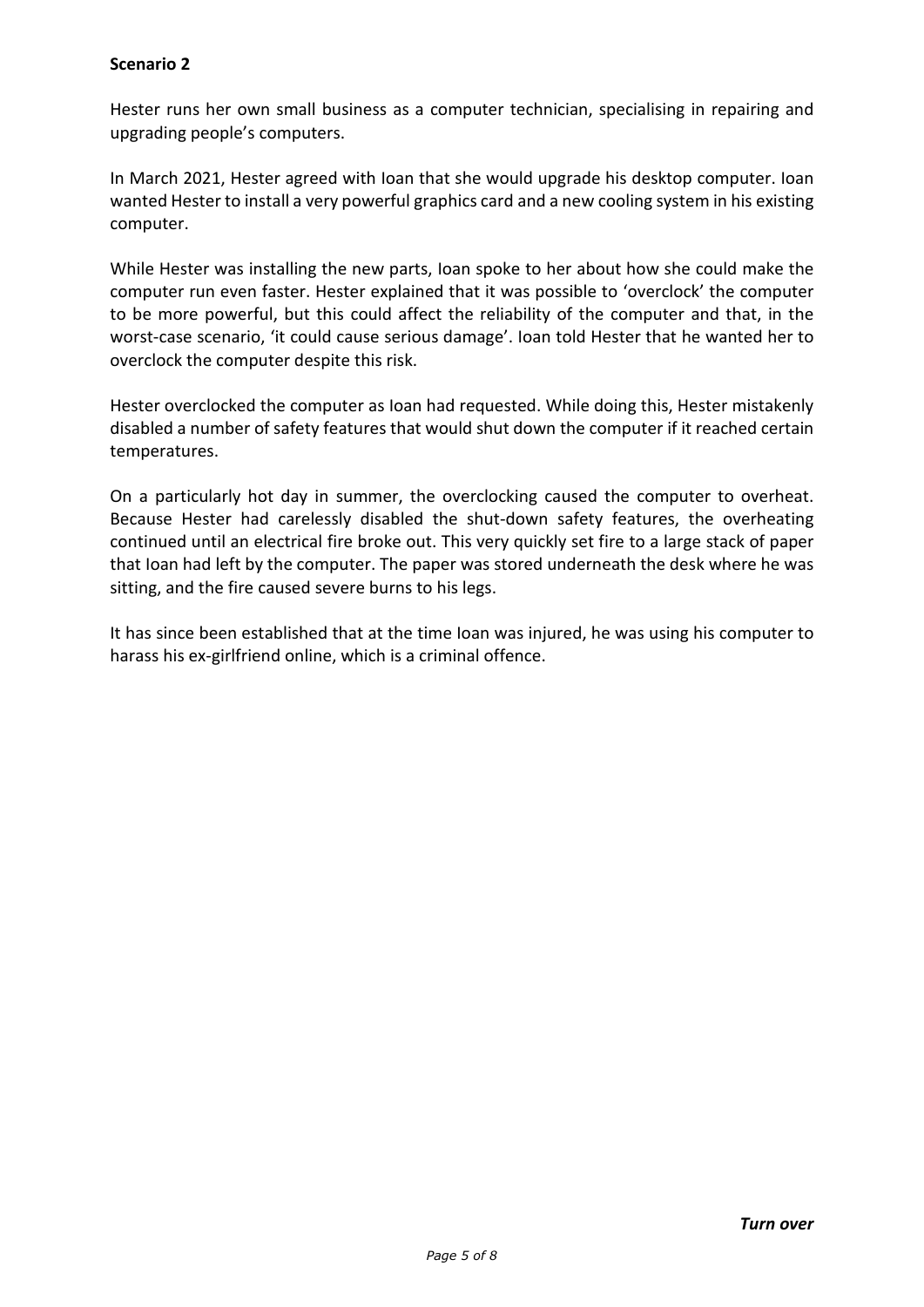**Scenario 2**

Hester runs her own small business as a computer technician, specialising in repairing and upgrading people's computers.

In March 2021, Hester agreed with Ioan that she would upgrade his desktop computer. Ioan wanted Hester to install a very powerful graphics card and a new cooling system in his existing computer.

While Hester was installing the new parts, Ioan spoke to her about how she could make the computer run even faster. Hester explained that it was possible to 'overclock' the computer to be more powerful, but this could affect the reliability of the computer and that, in the worst-case scenario, 'it could cause serious damage'. Ioan told Hester that he wanted her to overclock the computer despite this risk.

Hester overclocked the computer as Ioan had requested. While doing this, Hester mistakenly disabled a number of safety features that would shut down the computer if it reached certain temperatures.

On a particularly hot day in summer, the overclocking caused the computer to overheat. Because Hester had carelessly disabled the shut-down safety features, the overheating continued until an electrical fire broke out. This very quickly set fire to a large stack of paper that Ioan had left by the computer. The paper was stored underneath the desk where he was sitting, and the fire caused severe burns to his legs.

It has since been established that at the time Ioan was injured, he was using his computer to harass his ex-girlfriend online, which is a criminal offence.

***Turn over***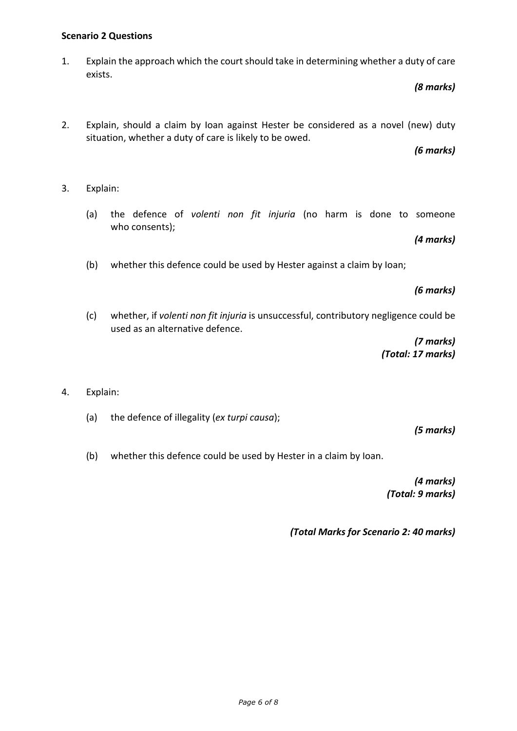**Scenario 2 Questions**

1. Explain the approach which the court should take in determining whether a duty of care exists.

   ***(8 marks)***

2. Explain, should a claim by Ioan against Hester be considered as a novel (new) duty situation, whether a duty of care is likely to be owed.

   ***(6 marks)***

3. Explain:

   (a) the defence of *volenti non fit injuria* (no harm is done to someone who consents);

   ***(4 marks)***

   (b) whether this defence could be used by Hester against a claim by Ioan;

   ***(6 marks)***

   (c) whether, if *volenti non fit injuria* is unsuccessful, contributory negligence could be used as an alternative defence.

   ***(7 marks)***
   ***(Total: 17 marks)***

4. Explain:

   (a) the defence of illegality (*ex turpi causa*);

   ***(5 marks)***

   (b) whether this defence could be used by Hester in a claim by Ioan.

   ***(4 marks)***
   ***(Total: 9 marks)***

***(Total Marks for Scenario 2: 40 marks)***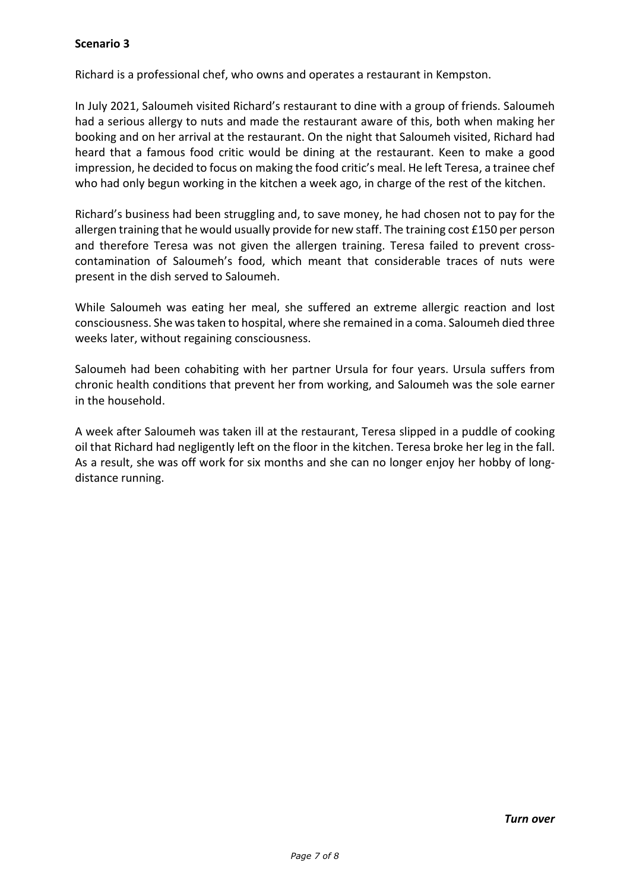**Scenario 3**

Richard is a professional chef, who owns and operates a restaurant in Kempston.

In July 2021, Saloumeh visited Richard's restaurant to dine with a group of friends. Saloumeh had a serious allergy to nuts and made the restaurant aware of this, both when making her booking and on her arrival at the restaurant. On the night that Saloumeh visited, Richard had heard that a famous food critic would be dining at the restaurant. Keen to make a good impression, he decided to focus on making the food critic's meal. He left Teresa, a trainee chef who had only begun working in the kitchen a week ago, in charge of the rest of the kitchen.

Richard's business had been struggling and, to save money, he had chosen not to pay for the allergen training that he would usually provide for new staff. The training cost £150 per person and therefore Teresa was not given the allergen training. Teresa failed to prevent cross-contamination of Saloumeh's food, which meant that considerable traces of nuts were present in the dish served to Saloumeh.

While Saloumeh was eating her meal, she suffered an extreme allergic reaction and lost consciousness. She was taken to hospital, where she remained in a coma. Saloumeh died three weeks later, without regaining consciousness.

Saloumeh had been cohabiting with her partner Ursula for four years. Ursula suffers from chronic health conditions that prevent her from working, and Saloumeh was the sole earner in the household.

A week after Saloumeh was taken ill at the restaurant, Teresa slipped in a puddle of cooking oil that Richard had negligently left on the floor in the kitchen. Teresa broke her leg in the fall. As a result, she was off work for six months and she can no longer enjoy her hobby of long-distance running.

***Turn over***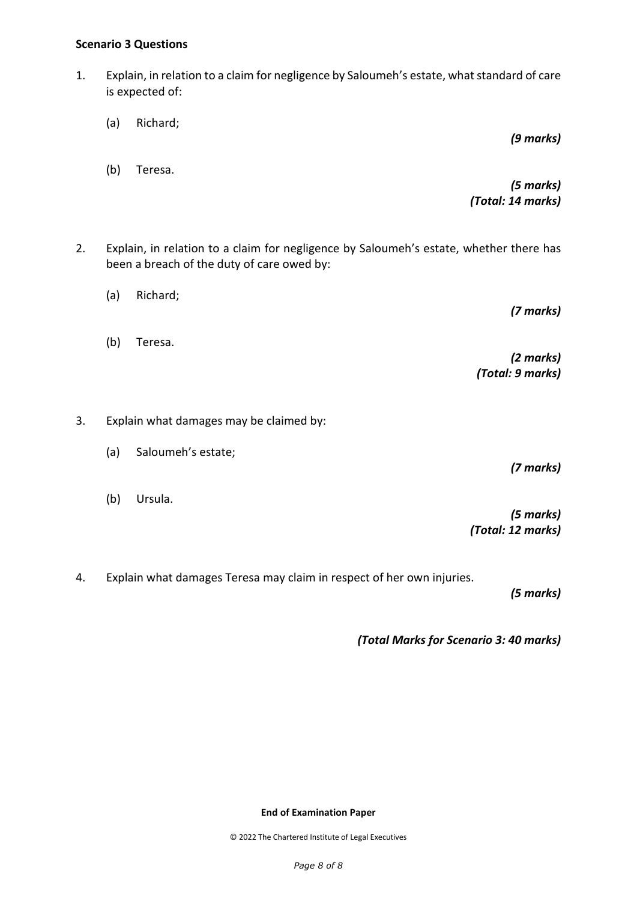**Scenario 3 Questions**

1. Explain, in relation to a claim for negligence by Saloumeh's estate, what standard of care is expected of:

   (a) Richard;

   ***(9 marks)***

   (b) Teresa.

   ***(5 marks)***
   ***(Total: 14 marks)***

2. Explain, in relation to a claim for negligence by Saloumeh's estate, whether there has been a breach of the duty of care owed by:

   (a) Richard;

   ***(7 marks)***

   (b) Teresa.

   ***(2 marks)***
   ***(Total: 9 marks)***

3. Explain what damages may be claimed by:

   (a) Saloumeh's estate;

   ***(7 marks)***

   (b) Ursula.

   ***(5 marks)***
   ***(Total: 12 marks)***

4. Explain what damages Teresa may claim in respect of her own injuries.

   ***(5 marks)***

***(Total Marks for Scenario 3: 40 marks)***

**End of Examination Paper**

© 2022 The Chartered Institute of Legal Executives